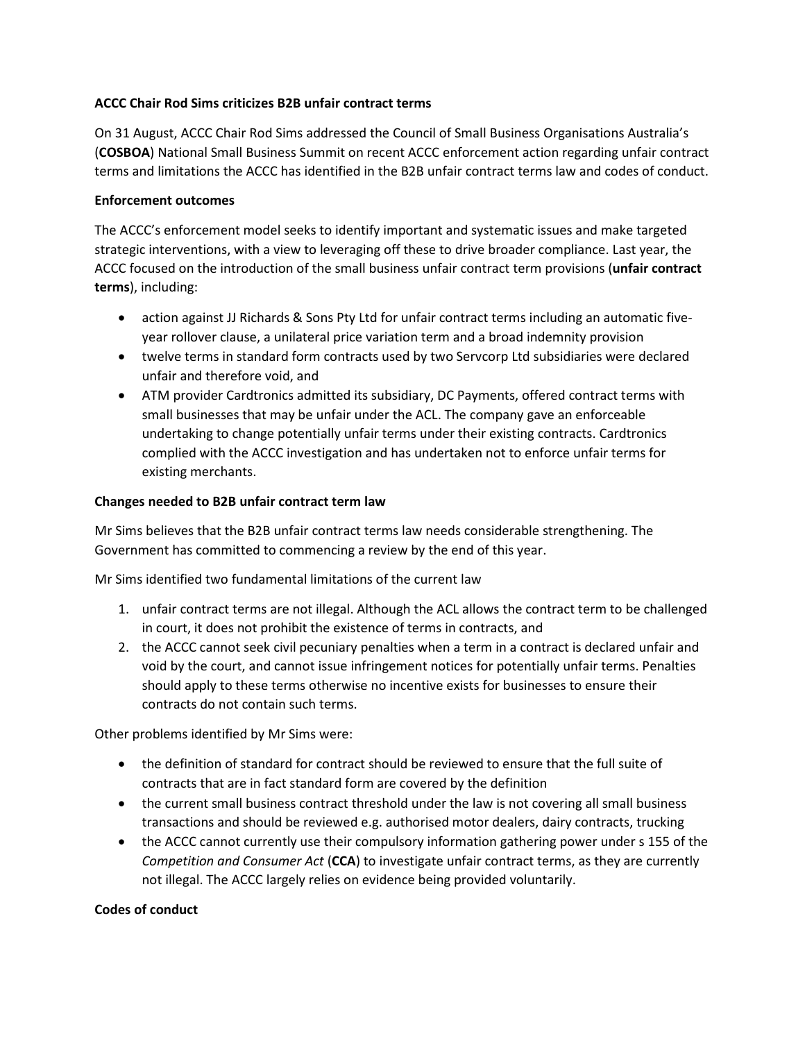**ACCC Chair Rod Sims criticizes B2B unfair contract terms**

On 31 August, ACCC Chair Rod Sims addressed the Council of Small Business Organisations Australia's (**COSBOA**) National Small Business Summit on recent ACCC enforcement action regarding unfair contract terms and limitations the ACCC has identified in the B2B unfair contract terms law and codes of conduct.

**Enforcement outcomes**

The ACCC's enforcement model seeks to identify important and systematic issues and make targeted strategic interventions, with a view to leveraging off these to drive broader compliance. Last year, the ACCC focused on the introduction of the small business unfair contract term provisions (**unfair contract terms**), including:

- action against JJ Richards & Sons Pty Ltd for unfair contract terms including an automatic five-year rollover clause, a unilateral price variation term and a broad indemnity provision
- twelve terms in standard form contracts used by two Servcorp Ltd subsidiaries were declared unfair and therefore void, and
- ATM provider Cardtronics admitted its subsidiary, DC Payments, offered contract terms with small businesses that may be unfair under the ACL. The company gave an enforceable undertaking to change potentially unfair terms under their existing contracts. Cardtronics complied with the ACCC investigation and has undertaken not to enforce unfair terms for existing merchants.

**Changes needed to B2B unfair contract term law**

Mr Sims believes that the B2B unfair contract terms law needs considerable strengthening. The Government has committed to commencing a review by the end of this year.

Mr Sims identified two fundamental limitations of the current law

1. unfair contract terms are not illegal. Although the ACL allows the contract term to be challenged in court, it does not prohibit the existence of terms in contracts, and
2. the ACCC cannot seek civil pecuniary penalties when a term in a contract is declared unfair and void by the court, and cannot issue infringement notices for potentially unfair terms. Penalties should apply to these terms otherwise no incentive exists for businesses to ensure their contracts do not contain such terms.

Other problems identified by Mr Sims were:

- the definition of standard for contract should be reviewed to ensure that the full suite of contracts that are in fact standard form are covered by the definition
- the current small business contract threshold under the law is not covering all small business transactions and should be reviewed e.g. authorised motor dealers, dairy contracts, trucking
- the ACCC cannot currently use their compulsory information gathering power under s 155 of the *Competition and Consumer Act* (**CCA**) to investigate unfair contract terms, as they are currently not illegal. The ACCC largely relies on evidence being provided voluntarily.

**Codes of conduct**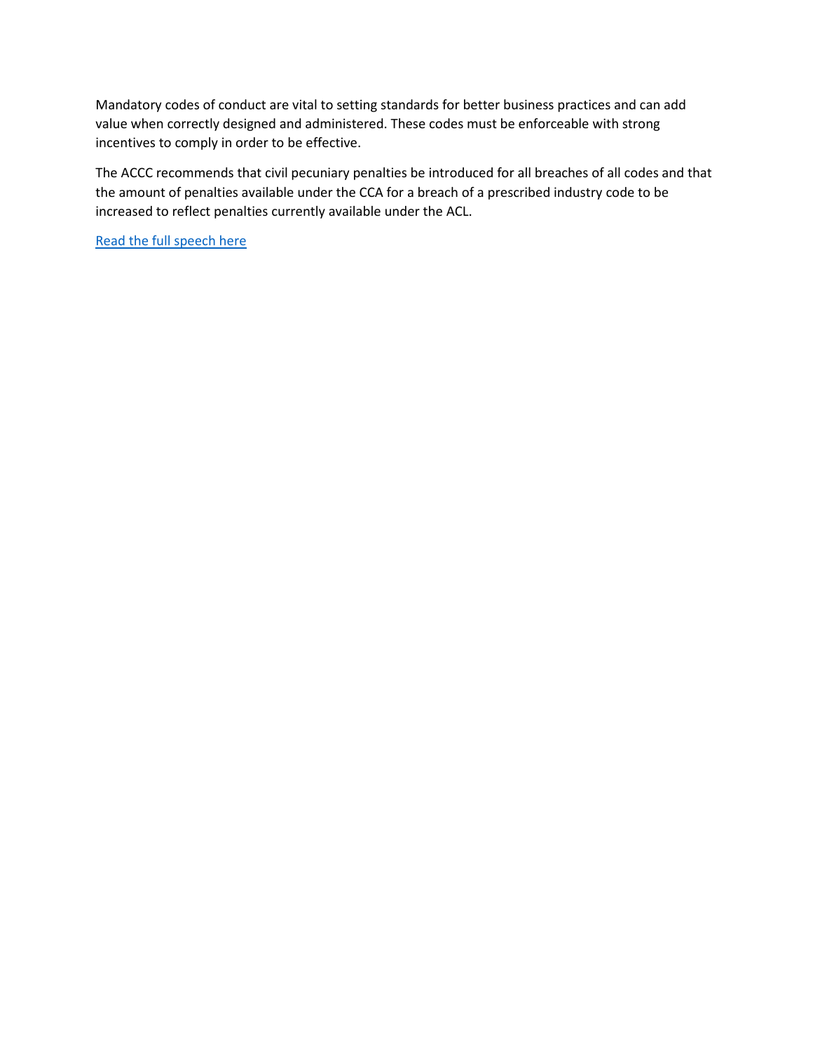Mandatory codes of conduct are vital to setting standards for better business practices and can add value when correctly designed and administered. These codes must be enforceable with strong incentives to comply in order to be effective.

The ACCC recommends that civil pecuniary penalties be introduced for all breaches of all codes and that the amount of penalties available under the CCA for a breach of a prescribed industry code to be increased to reflect penalties currently available under the ACL.

Read the full speech here